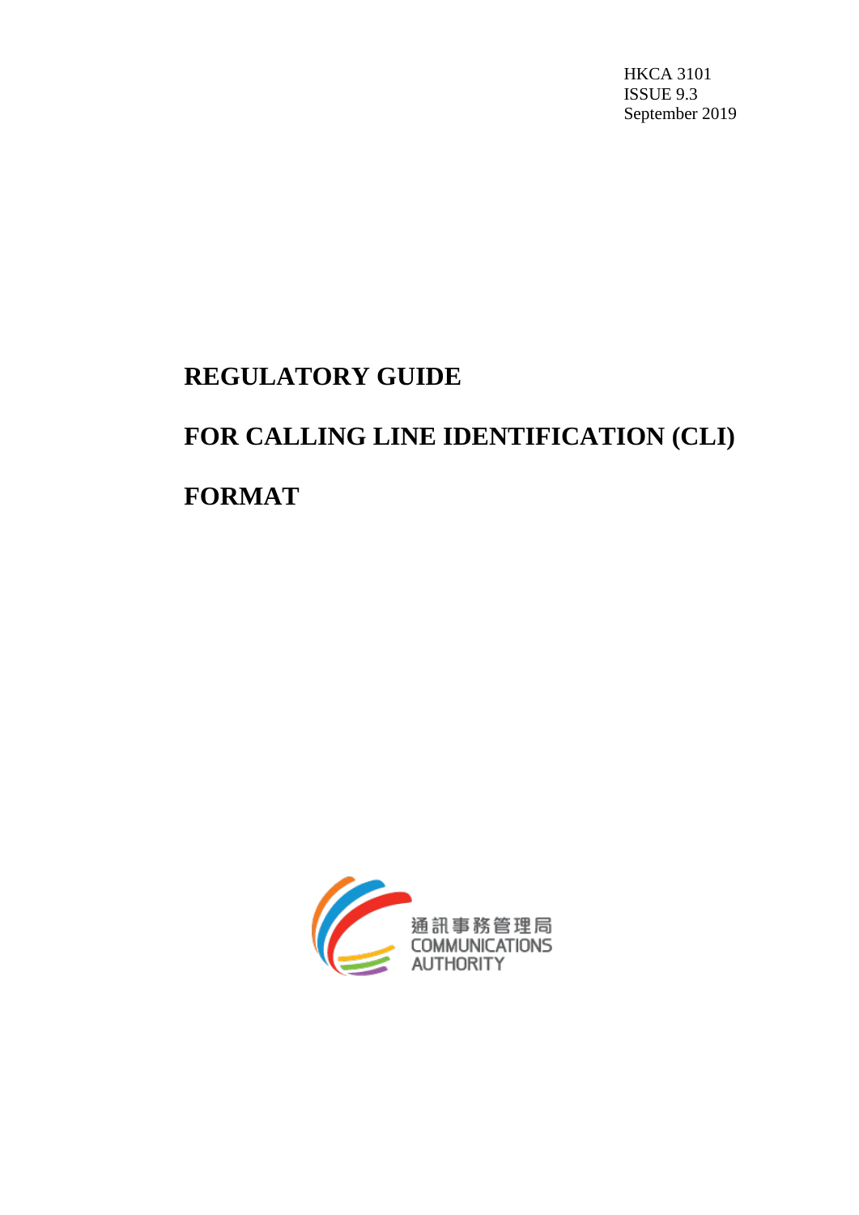HKCA 3101
ISSUE 9.3
September 2019

# REGULATORY GUIDE

# FOR CALLING LINE IDENTIFICATION (CLI)

# FORMAT

通訊事務管理局
COMMUNICATIONS
AUTHORITY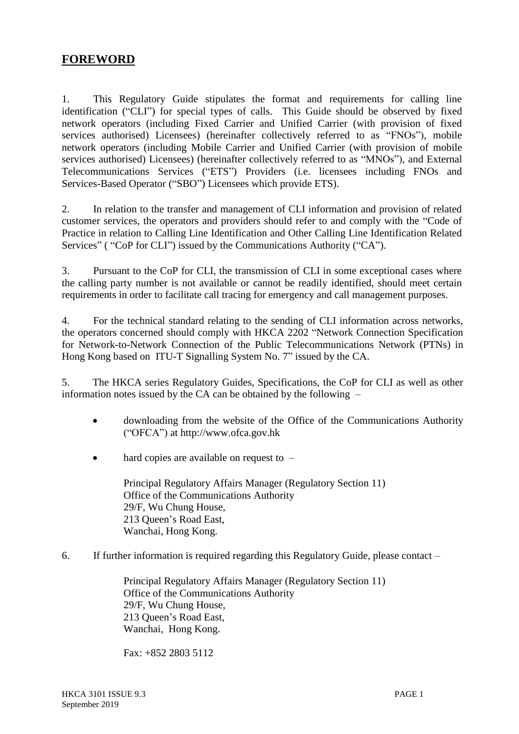# **FOREWORD**

1. This Regulatory Guide stipulates the format and requirements for calling line identification ("CLI") for special types of calls. This Guide should be observed by fixed network operators (including Fixed Carrier and Unified Carrier (with provision of fixed services authorised) Licensees) (hereinafter collectively referred to as "FNOs"), mobile network operators (including Mobile Carrier and Unified Carrier (with provision of mobile services authorised) Licensees) (hereinafter collectively referred to as "MNOs"), and External Telecommunications Services ("ETS") Providers (i.e. licensees including FNOs and Services-Based Operator ("SBO") Licensees which provide ETS).

2. In relation to the transfer and management of CLI information and provision of related customer services, the operators and providers should refer to and comply with the "Code of Practice in relation to Calling Line Identification and Other Calling Line Identification Related Services" ( "CoP for CLI") issued by the Communications Authority ("CA").

3. Pursuant to the CoP for CLI, the transmission of CLI in some exceptional cases where the calling party number is not available or cannot be readily identified, should meet certain requirements in order to facilitate call tracing for emergency and call management purposes.

4. For the technical standard relating to the sending of CLI information across networks, the operators concerned should comply with HKCA 2202 "Network Connection Specification for Network-to-Network Connection of the Public Telecommunications Network (PTNs) in Hong Kong based on ITU-T Signalling System No. 7" issued by the CA.

5. The HKCA series Regulatory Guides, Specifications, the CoP for CLI as well as other information notes issued by the CA can be obtained by the following –

- downloading from the website of the Office of the Communications Authority ("OFCA") at http://www.ofca.gov.hk

- hard copies are available on request to –

  Principal Regulatory Affairs Manager (Regulatory Section 11)
  Office of the Communications Authority
  29/F, Wu Chung House,
  213 Queen's Road East,
  Wanchai, Hong Kong.

6. If further information is required regarding this Regulatory Guide, please contact –

   Principal Regulatory Affairs Manager (Regulatory Section 11)
   Office of the Communications Authority
   29/F, Wu Chung House,
   213 Queen's Road East,
   Wanchai, Hong Kong.

   Fax: +852 2803 5112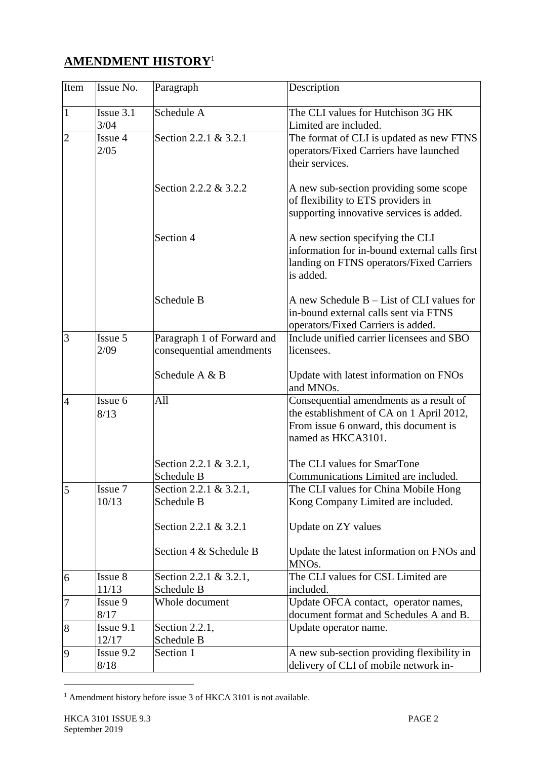## **AMENDMENT HISTORY**[1]

| Item | Issue No. | Paragraph | Description |
|---|---|---|---|
| 1 | Issue 3.1 3/04 | Schedule A | The CLI values for Hutchison 3G HK Limited are included. |
| 2 | Issue 4 2/05 | Section 2.2.1 & 3.2.1 | The format of CLI is updated as new FTNS operators/Fixed Carriers have launched their services. |
| | | Section 2.2.2 & 3.2.2 | A new sub-section providing some scope of flexibility to ETS providers in supporting innovative services is added. |
| | | Section 4 | A new section specifying the CLI information for in-bound external calls first landing on FTNS operators/Fixed Carriers is added. |
| | | Schedule B | A new Schedule B – List of CLI values for in-bound external calls sent via FTNS operators/Fixed Carriers is added. |
| 3 | Issue 5 2/09 | Paragraph 1 of Forward and consequential amendments | Include unified carrier licensees and SBO licensees. |
| | | Schedule A & B | Update with latest information on FNOs and MNOs. |
| 4 | Issue 6 8/13 | All | Consequential amendments as a result of the establishment of CA on 1 April 2012, From issue 6 onward, this document is named as HKCA3101. |
| | | Section 2.2.1 & 3.2.1, Schedule B | The CLI values for SmarTone Communications Limited are included. |
| 5 | Issue 7 10/13 | Section 2.2.1 & 3.2.1, Schedule B | The CLI values for China Mobile Hong Kong Company Limited are included. |
| | | Section 2.2.1 & 3.2.1 | Update on ZY values |
| | | Section 4 & Schedule B | Update the latest information on FNOs and MNOs. |
| 6 | Issue 8 11/13 | Section 2.2.1 & 3.2.1, Schedule B | The CLI values for CSL Limited are included. |
| 7 | Issue 9 8/17 | Whole document | Update OFCA contact, operator names, document format and Schedules A and B. |
| 8 | Issue 9.1 12/17 | Section 2.2.1, Schedule B | Update operator name. |
| 9 | Issue 9.2 8/18 | Section 1 | A new sub-section providing flexibility in delivery of CLI of mobile network in- |

[1] Amendment history before issue 3 of HKCA 3101 is not available.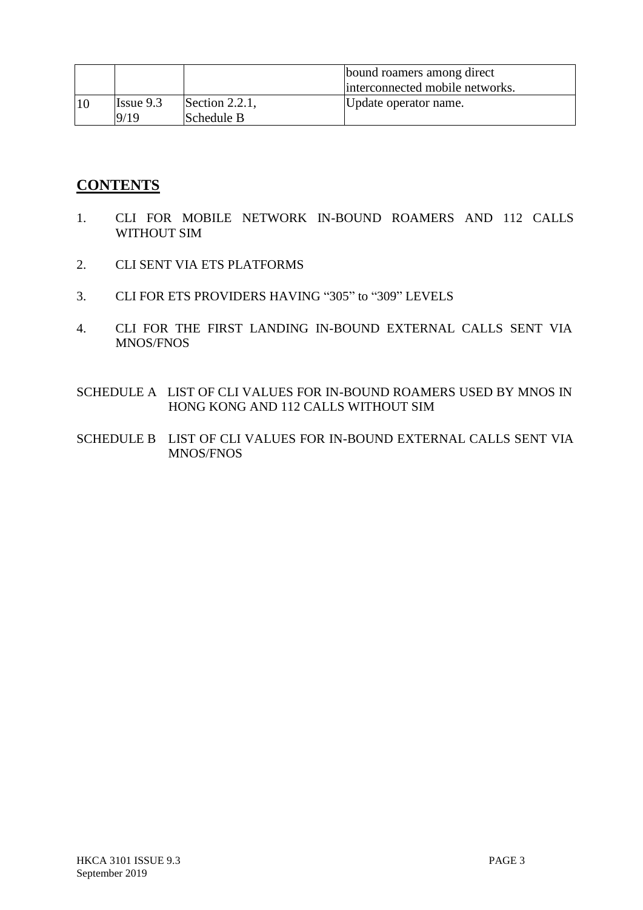| | | | bound roamers among direct interconnected mobile networks. |
|---|---|---|---|
| 10 | Issue 9.3 9/19 | Section 2.2.1, Schedule B | Update operator name. |

## CONTENTS

1. CLI FOR MOBILE NETWORK IN-BOUND ROAMERS AND 112 CALLS WITHOUT SIM

2. CLI SENT VIA ETS PLATFORMS

3. CLI FOR ETS PROVIDERS HAVING "305" to "309" LEVELS

4. CLI FOR THE FIRST LANDING IN-BOUND EXTERNAL CALLS SENT VIA MNOS/FNOS

SCHEDULE A LIST OF CLI VALUES FOR IN-BOUND ROAMERS USED BY MNOS IN HONG KONG AND 112 CALLS WITHOUT SIM

SCHEDULE B LIST OF CLI VALUES FOR IN-BOUND EXTERNAL CALLS SENT VIA MNOS/FNOS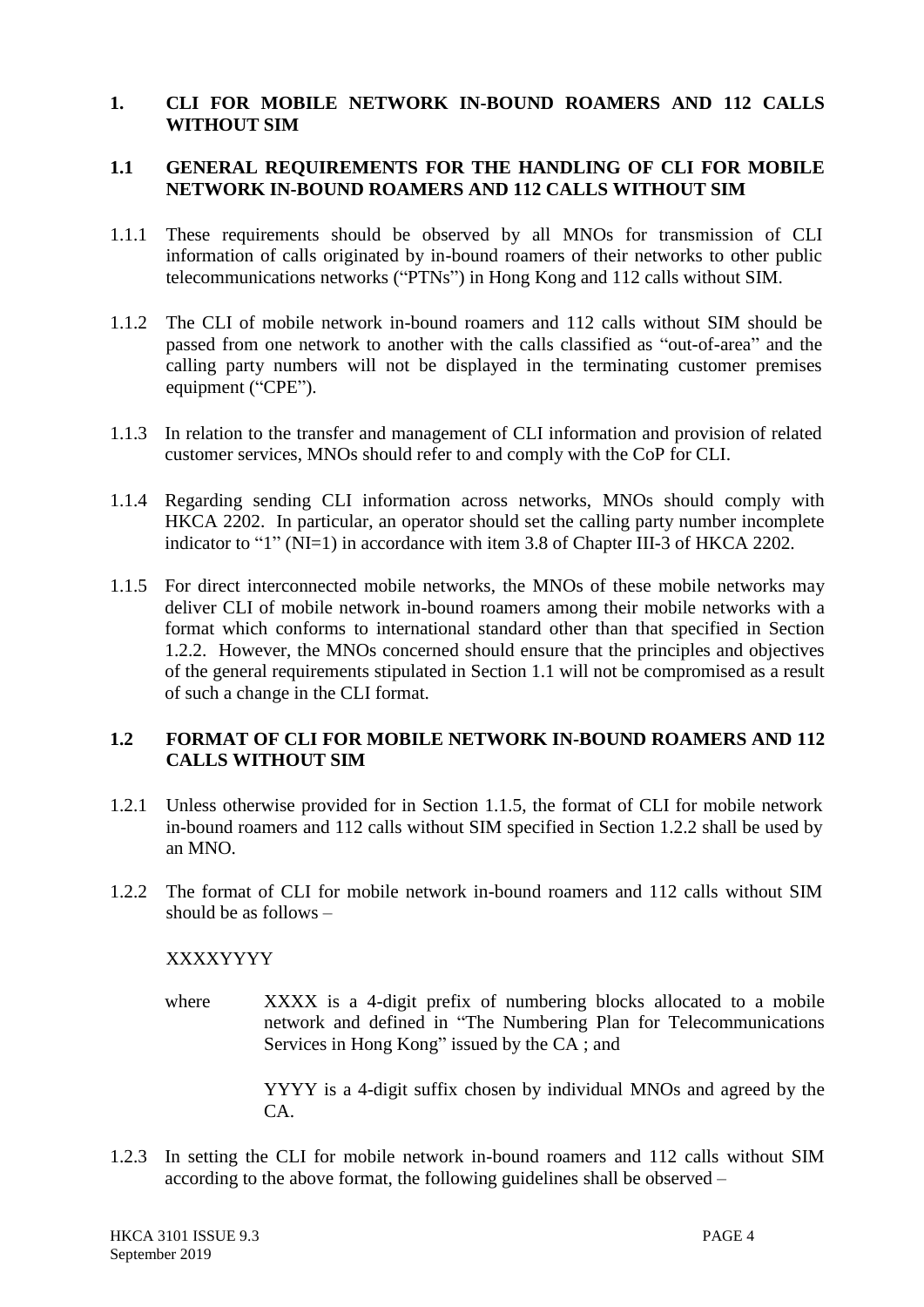# 1. CLI FOR MOBILE NETWORK IN-BOUND ROAMERS AND 112 CALLS WITHOUT SIM

## 1.1 GENERAL REQUIREMENTS FOR THE HANDLING OF CLI FOR MOBILE NETWORK IN-BOUND ROAMERS AND 112 CALLS WITHOUT SIM

1.1.1 These requirements should be observed by all MNOs for transmission of CLI information of calls originated by in-bound roamers of their networks to other public telecommunications networks ("PTNs") in Hong Kong and 112 calls without SIM.

1.1.2 The CLI of mobile network in-bound roamers and 112 calls without SIM should be passed from one network to another with the calls classified as "out-of-area" and the calling party numbers will not be displayed in the terminating customer premises equipment ("CPE").

1.1.3 In relation to the transfer and management of CLI information and provision of related customer services, MNOs should refer to and comply with the CoP for CLI.

1.1.4 Regarding sending CLI information across networks, MNOs should comply with HKCA 2202. In particular, an operator should set the calling party number incomplete indicator to "1" (NI=1) in accordance with item 3.8 of Chapter III-3 of HKCA 2202.

1.1.5 For direct interconnected mobile networks, the MNOs of these mobile networks may deliver CLI of mobile network in-bound roamers among their mobile networks with a format which conforms to international standard other than that specified in Section 1.2.2. However, the MNOs concerned should ensure that the principles and objectives of the general requirements stipulated in Section 1.1 will not be compromised as a result of such a change in the CLI format.

## 1.2 FORMAT OF CLI FOR MOBILE NETWORK IN-BOUND ROAMERS AND 112 CALLS WITHOUT SIM

1.2.1 Unless otherwise provided for in Section 1.1.5, the format of CLI for mobile network in-bound roamers and 112 calls without SIM specified in Section 1.2.2 shall be used by an MNO.

1.2.2 The format of CLI for mobile network in-bound roamers and 112 calls without SIM should be as follows –

XXXXYYYY

where XXXX is a 4-digit prefix of numbering blocks allocated to a mobile network and defined in "The Numbering Plan for Telecommunications Services in Hong Kong" issued by the CA ; and

YYYY is a 4-digit suffix chosen by individual MNOs and agreed by the CA.

1.2.3 In setting the CLI for mobile network in-bound roamers and 112 calls without SIM according to the above format, the following guidelines shall be observed –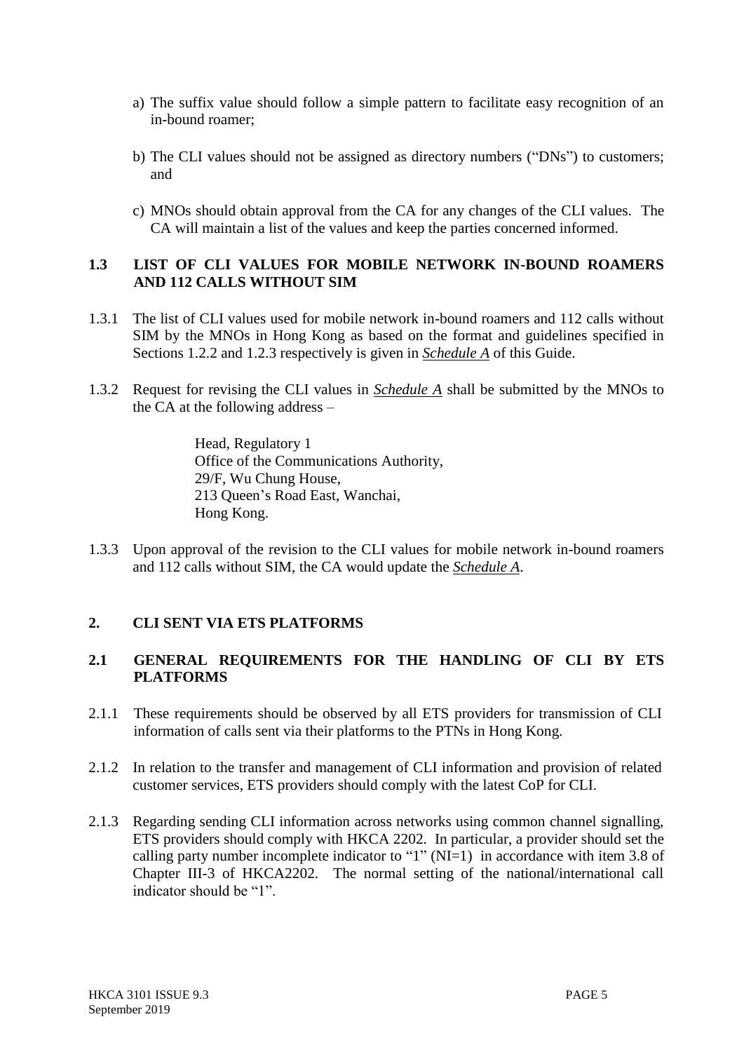a) The suffix value should follow a simple pattern to facilitate easy recognition of an in-bound roamer;

b) The CLI values should not be assigned as directory numbers ("DNs") to customers; and

c) MNOs should obtain approval from the CA for any changes of the CLI values. The CA will maintain a list of the values and keep the parties concerned informed.

### 1.3 LIST OF CLI VALUES FOR MOBILE NETWORK IN-BOUND ROAMERS AND 112 CALLS WITHOUT SIM

1.3.1 The list of CLI values used for mobile network in-bound roamers and 112 calls without SIM by the MNOs in Hong Kong as based on the format and guidelines specified in Sections 1.2.2 and 1.2.3 respectively is given in ***Schedule A*** of this Guide.

1.3.2 Request for revising the CLI values in ***Schedule A*** shall be submitted by the MNOs to the CA at the following address –

> Head, Regulatory 1
> Office of the Communications Authority,
> 29/F, Wu Chung House,
> 213 Queen's Road East, Wanchai,
> Hong Kong.

1.3.3 Upon approval of the revision to the CLI values for mobile network in-bound roamers and 112 calls without SIM, the CA would update the ***Schedule A***.

## 2. CLI SENT VIA ETS PLATFORMS

### 2.1 GENERAL REQUIREMENTS FOR THE HANDLING OF CLI BY ETS PLATFORMS

2.1.1 These requirements should be observed by all ETS providers for transmission of CLI information of calls sent via their platforms to the PTNs in Hong Kong.

2.1.2 In relation to the transfer and management of CLI information and provision of related customer services, ETS providers should comply with the latest CoP for CLI.

2.1.3 Regarding sending CLI information across networks using common channel signalling, ETS providers should comply with HKCA 2202. In particular, a provider should set the calling party number incomplete indicator to "1" (NI=1) in accordance with item 3.8 of Chapter III-3 of HKCA2202. The normal setting of the national/international call indicator should be "1".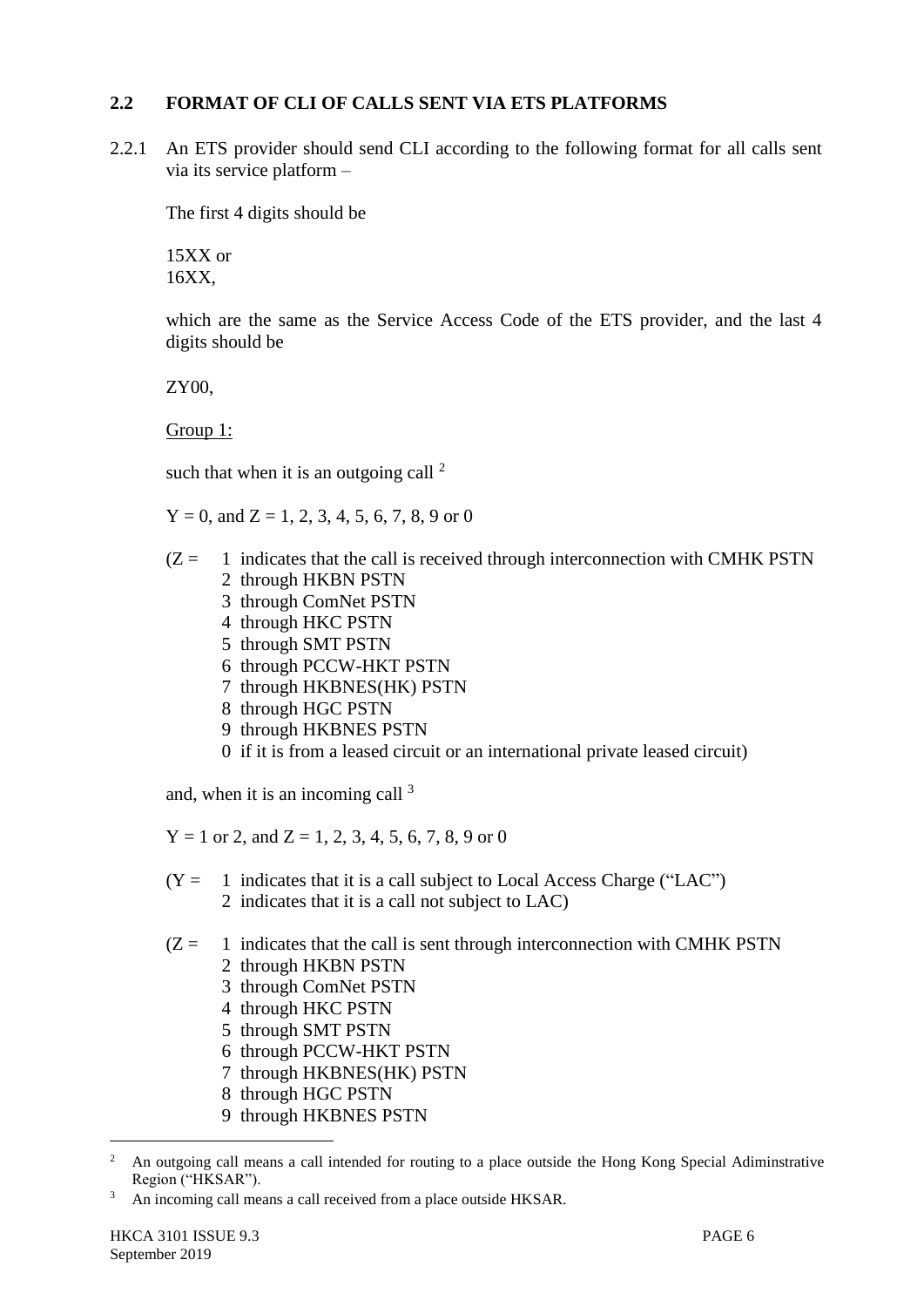## 2.2 FORMAT OF CLI OF CALLS SENT VIA ETS PLATFORMS

2.2.1 An ETS provider should send CLI according to the following format for all calls sent via its service platform –

The first 4 digits should be

15XX or
16XX,

which are the same as the Service Access Code of the ETS provider, and the last 4 digits should be

ZY00,

Group 1:

such that when it is an outgoing call [2]

Y = 0, and Z = 1, 2, 3, 4, 5, 6, 7, 8, 9 or 0

(Z = 1 indicates that the call is received through interconnection with CMHK PSTN
2 through HKBN PSTN
3 through ComNet PSTN
4 through HKC PSTN
5 through SMT PSTN
6 through PCCW-HKT PSTN
7 through HKBNES(HK) PSTN
8 through HGC PSTN
9 through HKBNES PSTN
0 if it is from a leased circuit or an international private leased circuit)

and, when it is an incoming call [3]

Y = 1 or 2, and Z = 1, 2, 3, 4, 5, 6, 7, 8, 9 or 0

(Y = 1 indicates that it is a call subject to Local Access Charge ("LAC")
2 indicates that it is a call not subject to LAC)

(Z = 1 indicates that the call is sent through interconnection with CMHK PSTN
2 through HKBN PSTN
3 through ComNet PSTN
4 through HKC PSTN
5 through SMT PSTN
6 through PCCW-HKT PSTN
7 through HKBNES(HK) PSTN
8 through HGC PSTN
9 through HKBNES PSTN

---

[2] An outgoing call means a call intended for routing to a place outside the Hong Kong Special Adiminstrative Region ("HKSAR").

[3] An incoming call means a call received from a place outside HKSAR.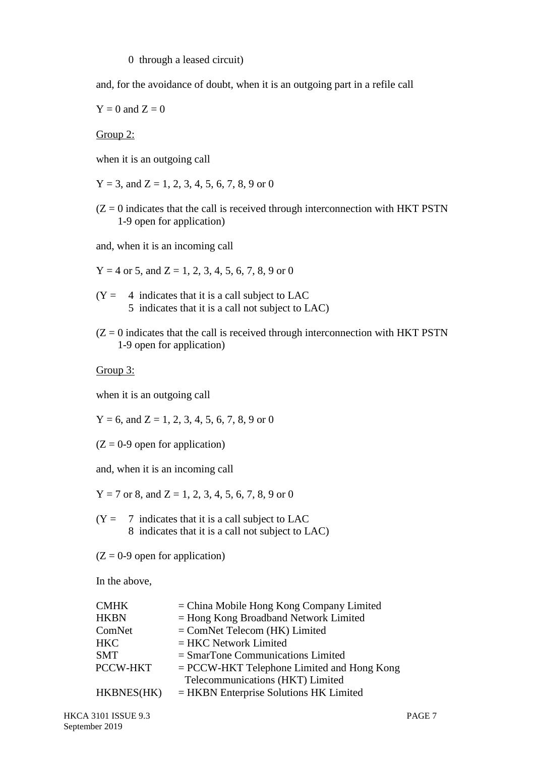0 through a leased circuit)

and, for the avoidance of doubt, when it is an outgoing part in a refile call

Y = 0 and Z = 0

<u>Group 2:</u>

when it is an outgoing call

Y = 3, and Z = 1, 2, 3, 4, 5, 6, 7, 8, 9 or 0

(Z = 0 indicates that the call is received through interconnection with HKT PSTN
1-9 open for application)

and, when it is an incoming call

Y = 4 or 5, and Z = 1, 2, 3, 4, 5, 6, 7, 8, 9 or 0

(Y = 4 indicates that it is a call subject to LAC
5 indicates that it is a call not subject to LAC)

(Z = 0 indicates that the call is received through interconnection with HKT PSTN
1-9 open for application)

<u>Group 3:</u>

when it is an outgoing call

Y = 6, and Z = 1, 2, 3, 4, 5, 6, 7, 8, 9 or 0

(Z = 0-9 open for application)

and, when it is an incoming call

Y = 7 or 8, and Z = 1, 2, 3, 4, 5, 6, 7, 8, 9 or 0

(Y = 7 indicates that it is a call subject to LAC
8 indicates that it is a call not subject to LAC)

(Z = 0-9 open for application)

In the above,

| | |
|---|---|
| CMHK | = China Mobile Hong Kong Company Limited |
| HKBN | = Hong Kong Broadband Network Limited |
| ComNet | = ComNet Telecom (HK) Limited |
| HKC | = HKC Network Limited |
| SMT | = SmarTone Communications Limited |
| PCCW-HKT | = PCCW-HKT Telephone Limited and Hong Kong Telecommunications (HKT) Limited |
| HKBNES(HK) | = HKBN Enterprise Solutions HK Limited |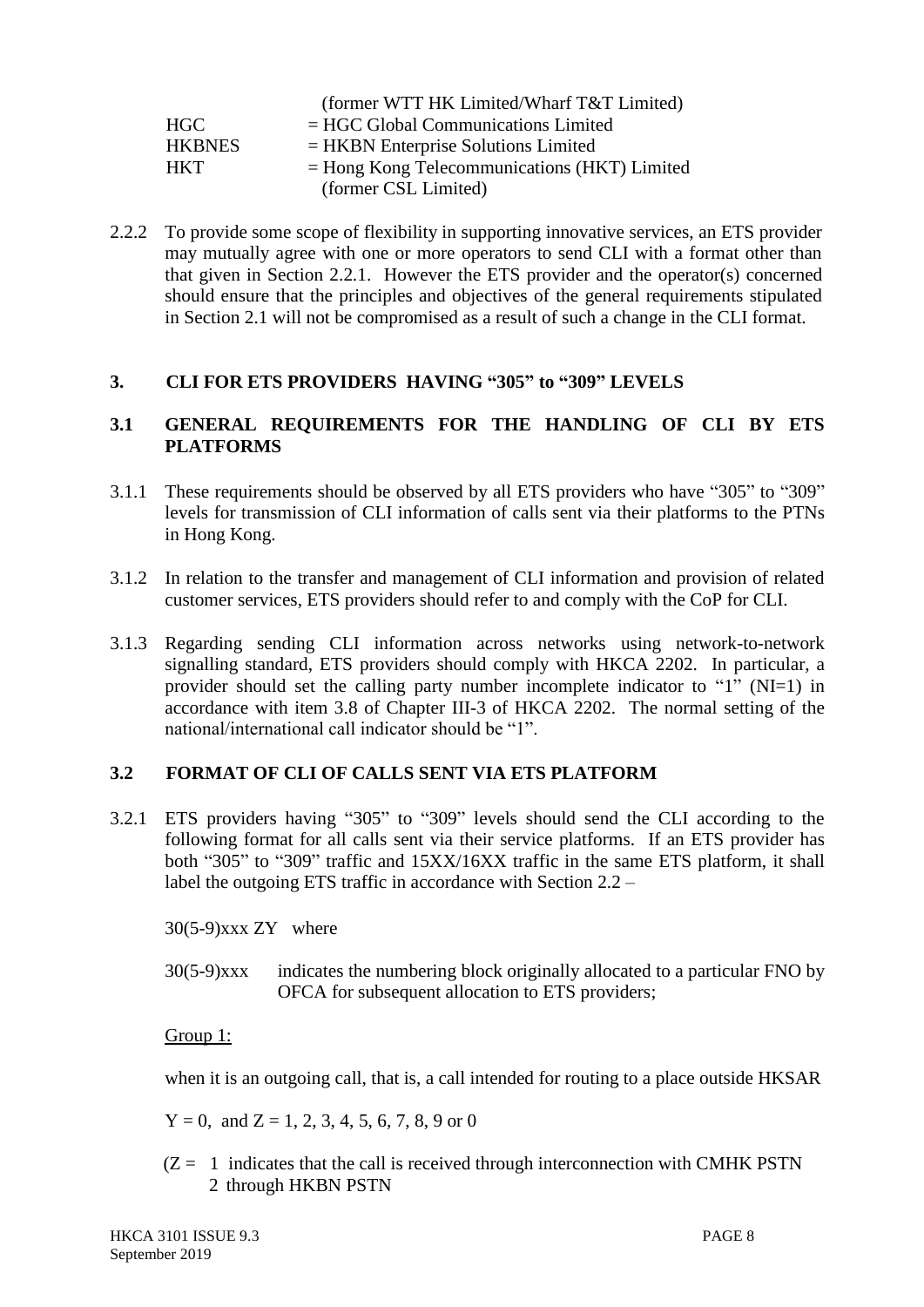(former WTT HK Limited/Wharf T&T Limited)

| | |
|---|---|
| HGC | = HGC Global Communications Limited |
| HKBNES | = HKBN Enterprise Solutions Limited |
| HKT | = Hong Kong Telecommunications (HKT) Limited (former CSL Limited) |

2.2.2 To provide some scope of flexibility in supporting innovative services, an ETS provider may mutually agree with one or more operators to send CLI with a format other than that given in Section 2.2.1. However the ETS provider and the operator(s) concerned should ensure that the principles and objectives of the general requirements stipulated in Section 2.1 will not be compromised as a result of such a change in the CLI format.

## 3. CLI FOR ETS PROVIDERS HAVING "305" to "309" LEVELS

### 3.1 GENERAL REQUIREMENTS FOR THE HANDLING OF CLI BY ETS PLATFORMS

3.1.1 These requirements should be observed by all ETS providers who have "305" to "309" levels for transmission of CLI information of calls sent via their platforms to the PTNs in Hong Kong.

3.1.2 In relation to the transfer and management of CLI information and provision of related customer services, ETS providers should refer to and comply with the CoP for CLI.

3.1.3 Regarding sending CLI information across networks using network-to-network signalling standard, ETS providers should comply with HKCA 2202. In particular, a provider should set the calling party number incomplete indicator to "1" (NI=1) in accordance with item 3.8 of Chapter III-3 of HKCA 2202. The normal setting of the national/international call indicator should be "1".

### 3.2 FORMAT OF CLI OF CALLS SENT VIA ETS PLATFORM

3.2.1 ETS providers having "305" to "309" levels should send the CLI according to the following format for all calls sent via their service platforms. If an ETS provider has both "305" to "309" traffic and 15XX/16XX traffic in the same ETS platform, it shall label the outgoing ETS traffic in accordance with Section 2.2 –

30(5-9)xxx ZY where

30(5-9)xxx indicates the numbering block originally allocated to a particular FNO by OFCA for subsequent allocation to ETS providers;

Group 1:

when it is an outgoing call, that is, a call intended for routing to a place outside HKSAR

Y = 0, and Z = 1, 2, 3, 4, 5, 6, 7, 8, 9 or 0

(Z = 1 indicates that the call is received through interconnection with CMHK PSTN
2 through HKBN PSTN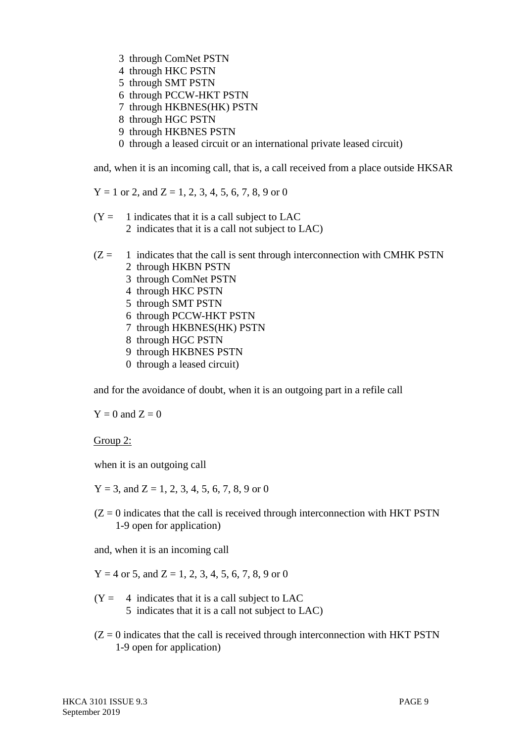3 through ComNet PSTN
4 through HKC PSTN
5 through SMT PSTN
6 through PCCW-HKT PSTN
7 through HKBNES(HK) PSTN
8 through HGC PSTN
9 through HKBNES PSTN
0 through a leased circuit or an international private leased circuit)

and, when it is an incoming call, that is, a call received from a place outside HKSAR

Y = 1 or 2, and Z = 1, 2, 3, 4, 5, 6, 7, 8, 9 or 0

(Y = 1 indicates that it is a call subject to LAC
2 indicates that it is a call not subject to LAC)

(Z = 1 indicates that the call is sent through interconnection with CMHK PSTN
2 through HKBN PSTN
3 through ComNet PSTN
4 through HKC PSTN
5 through SMT PSTN
6 through PCCW-HKT PSTN
7 through HKBNES(HK) PSTN
8 through HGC PSTN
9 through HKBNES PSTN
0 through a leased circuit)

and for the avoidance of doubt, when it is an outgoing part in a refile call

Y = 0 and Z = 0

<u>Group 2:</u>

when it is an outgoing call

Y = 3, and Z = 1, 2, 3, 4, 5, 6, 7, 8, 9 or 0

(Z = 0 indicates that the call is received through interconnection with HKT PSTN
1-9 open for application)

and, when it is an incoming call

Y = 4 or 5, and Z = 1, 2, 3, 4, 5, 6, 7, 8, 9 or 0

(Y = 4 indicates that it is a call subject to LAC
5 indicates that it is a call not subject to LAC)

(Z = 0 indicates that the call is received through interconnection with HKT PSTN
1-9 open for application)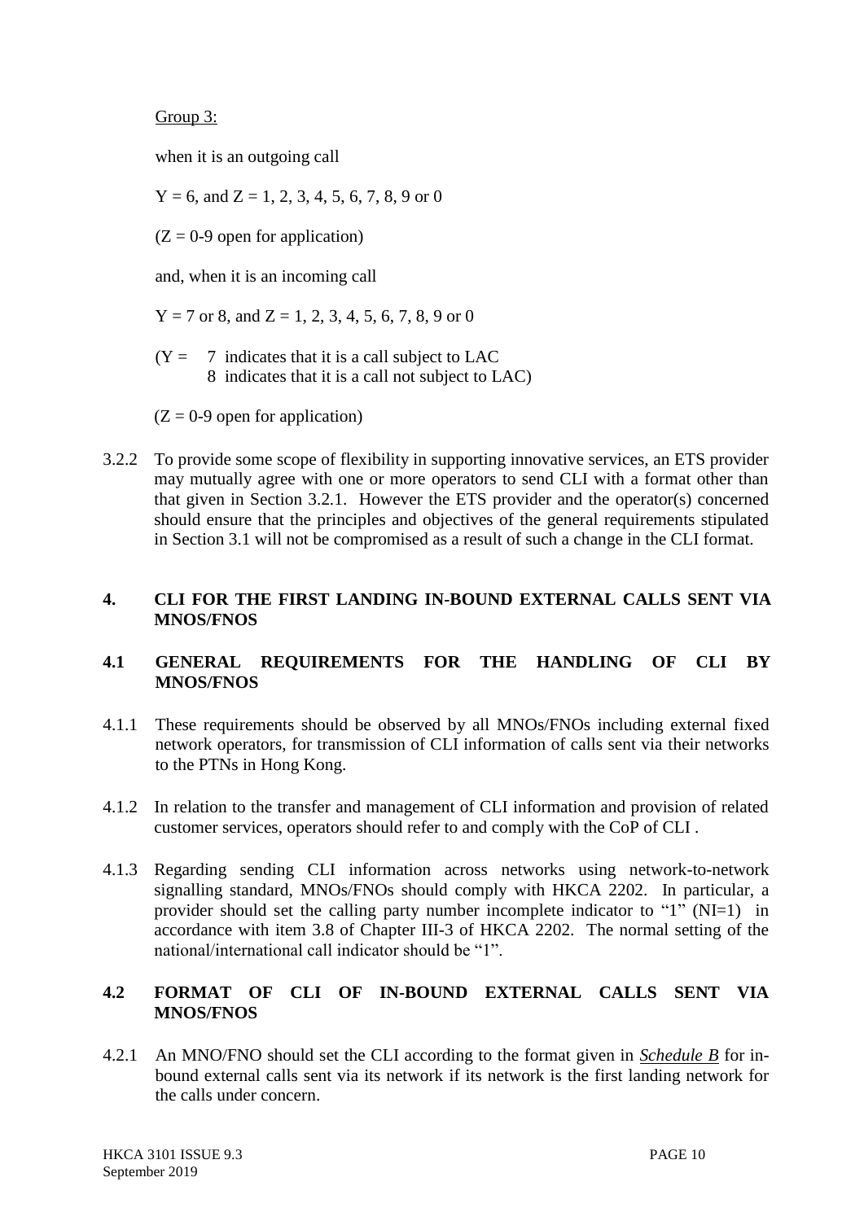Group 3:

when it is an outgoing call

Y = 6, and Z = 1, 2, 3, 4, 5, 6, 7, 8, 9 or 0

(Z = 0-9 open for application)

and, when it is an incoming call

Y = 7 or 8, and Z = 1, 2, 3, 4, 5, 6, 7, 8, 9 or 0

(Y = 7 indicates that it is a call subject to LAC
8 indicates that it is a call not subject to LAC)

(Z = 0-9 open for application)

3.2.2 To provide some scope of flexibility in supporting innovative services, an ETS provider may mutually agree with one or more operators to send CLI with a format other than that given in Section 3.2.1. However the ETS provider and the operator(s) concerned should ensure that the principles and objectives of the general requirements stipulated in Section 3.1 will not be compromised as a result of such a change in the CLI format.

## 4. CLI FOR THE FIRST LANDING IN-BOUND EXTERNAL CALLS SENT VIA MNOS/FNOS

### 4.1 GENERAL REQUIREMENTS FOR THE HANDLING OF CLI BY MNOS/FNOS

4.1.1 These requirements should be observed by all MNOs/FNOs including external fixed network operators, for transmission of CLI information of calls sent via their networks to the PTNs in Hong Kong.

4.1.2 In relation to the transfer and management of CLI information and provision of related customer services, operators should refer to and comply with the CoP of CLI .

4.1.3 Regarding sending CLI information across networks using network-to-network signalling standard, MNOs/FNOs should comply with HKCA 2202. In particular, a provider should set the calling party number incomplete indicator to "1" (NI=1) in accordance with item 3.8 of Chapter III-3 of HKCA 2202. The normal setting of the national/international call indicator should be "1".

### 4.2 FORMAT OF CLI OF IN-BOUND EXTERNAL CALLS SENT VIA MNOS/FNOS

4.2.1 An MNO/FNO should set the CLI according to the format given in ***Schedule B*** for in-bound external calls sent via its network if its network is the first landing network for the calls under concern.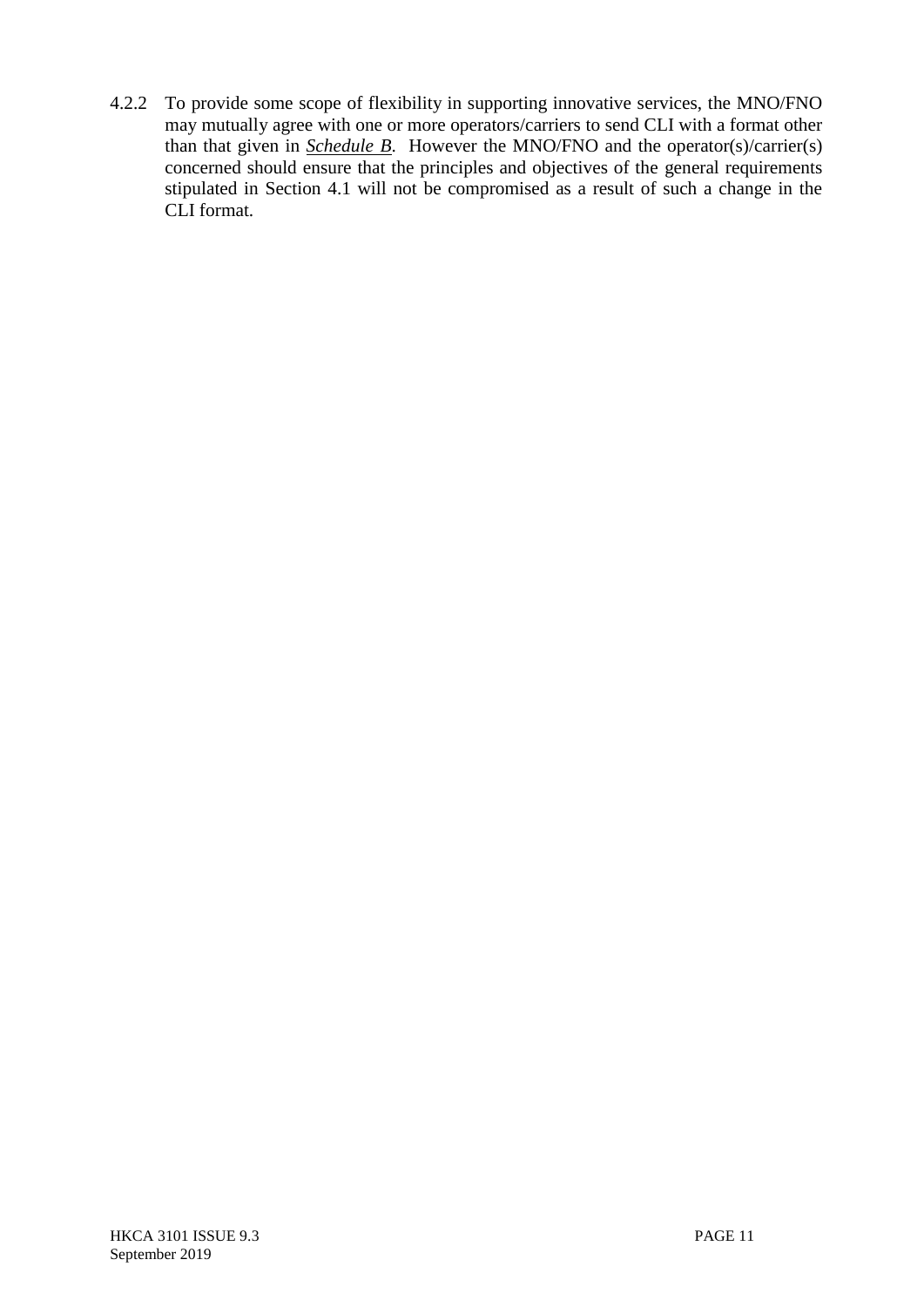4.2.2 To provide some scope of flexibility in supporting innovative services, the MNO/FNO may mutually agree with one or more operators/carriers to send CLI with a format other than that given in ***Schedule B***. However the MNO/FNO and the operator(s)/carrier(s) concerned should ensure that the principles and objectives of the general requirements stipulated in Section 4.1 will not be compromised as a result of such a change in the CLI format.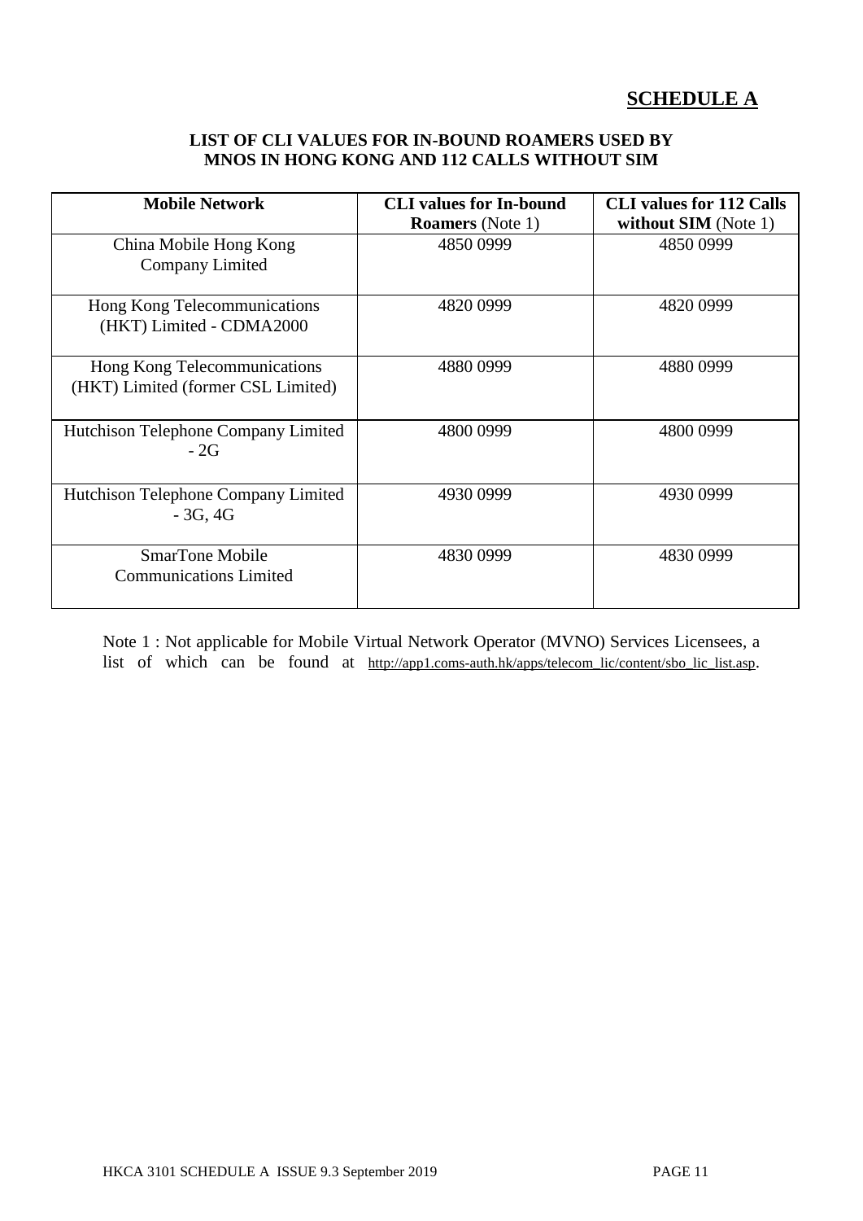## SCHEDULE A

### LIST OF CLI VALUES FOR IN-BOUND ROAMERS USED BY MNOS IN HONG KONG AND 112 CALLS WITHOUT SIM

| Mobile Network | CLI values for In-bound Roamers (Note 1) | CLI values for 112 Calls without SIM (Note 1) |
|---|---|---|
| China Mobile Hong Kong Company Limited | 4850 0999 | 4850 0999 |
| Hong Kong Telecommunications (HKT) Limited - CDMA2000 | 4820 0999 | 4820 0999 |
| Hong Kong Telecommunications (HKT) Limited (former CSL Limited) | 4880 0999 | 4880 0999 |
| Hutchison Telephone Company Limited - 2G | 4800 0999 | 4800 0999 |
| Hutchison Telephone Company Limited - 3G, 4G | 4930 0999 | 4930 0999 |
| SmarTone Mobile Communications Limited | 4830 0999 | 4830 0999 |

Note 1 : Not applicable for Mobile Virtual Network Operator (MVNO) Services Licensees, a list of which can be found at http://app1.coms-auth.hk/apps/telecom_lic/content/sbo_lic_list.asp.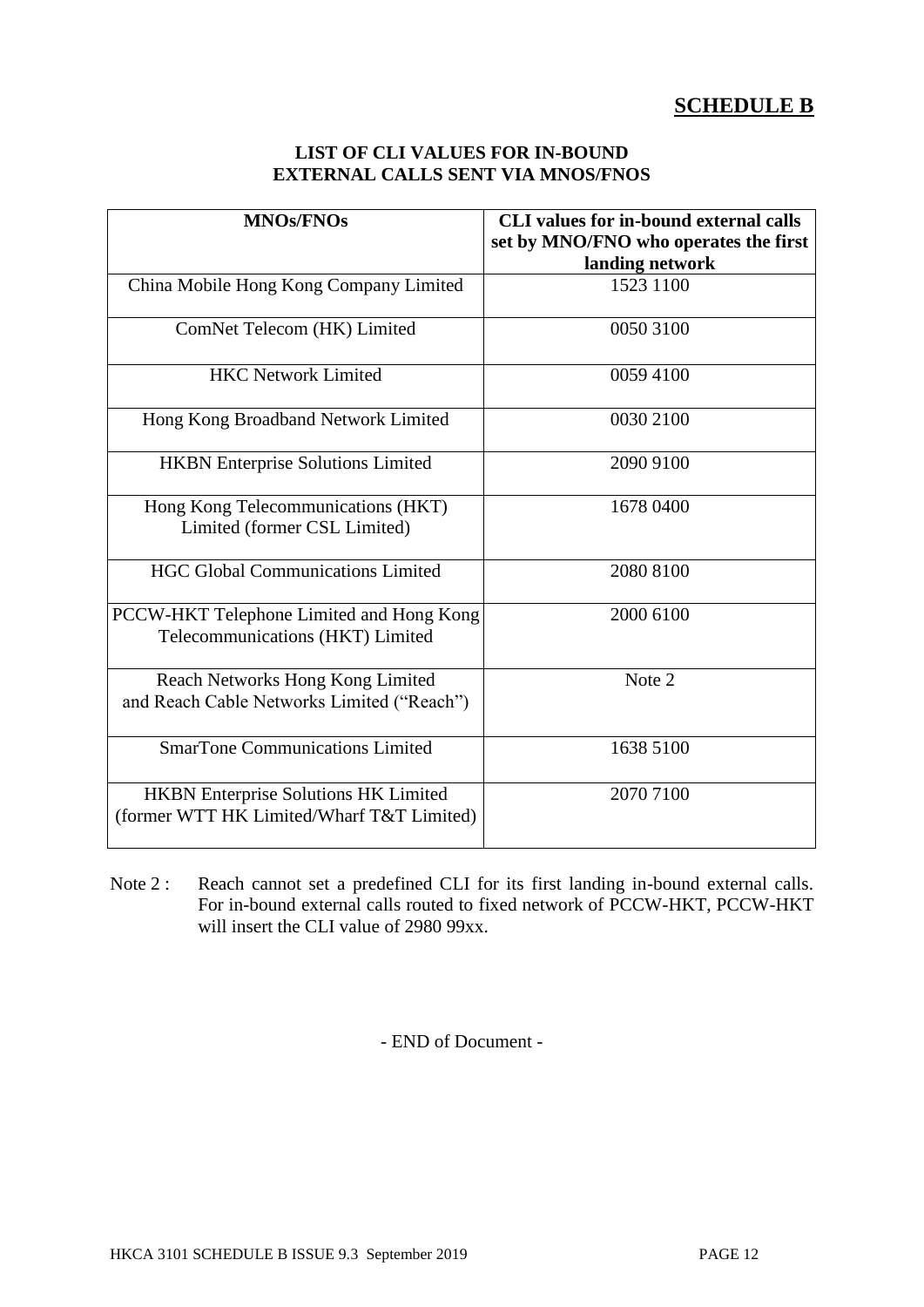## SCHEDULE B

### LIST OF CLI VALUES FOR IN-BOUND EXTERNAL CALLS SENT VIA MNOS/FNOS

| MNOs/FNOs | CLI values for in-bound external calls set by MNO/FNO who operates the first landing network |
|---|---|
| China Mobile Hong Kong Company Limited | 1523 1100 |
| ComNet Telecom (HK) Limited | 0050 3100 |
| HKC Network Limited | 0059 4100 |
| Hong Kong Broadband Network Limited | 0030 2100 |
| HKBN Enterprise Solutions Limited | 2090 9100 |
| Hong Kong Telecommunications (HKT) Limited (former CSL Limited) | 1678 0400 |
| HGC Global Communications Limited | 2080 8100 |
| PCCW-HKT Telephone Limited and Hong Kong Telecommunications (HKT) Limited | 2000 6100 |
| Reach Networks Hong Kong Limited and Reach Cable Networks Limited ("Reach") | Note 2 |
| SmarTone Communications Limited | 1638 5100 |
| HKBN Enterprise Solutions HK Limited (former WTT HK Limited/Wharf T&T Limited) | 2070 7100 |

Note 2 : Reach cannot set a predefined CLI for its first landing in-bound external calls. For in-bound external calls routed to fixed network of PCCW-HKT, PCCW-HKT will insert the CLI value of 2980 99xx.

- END of Document -